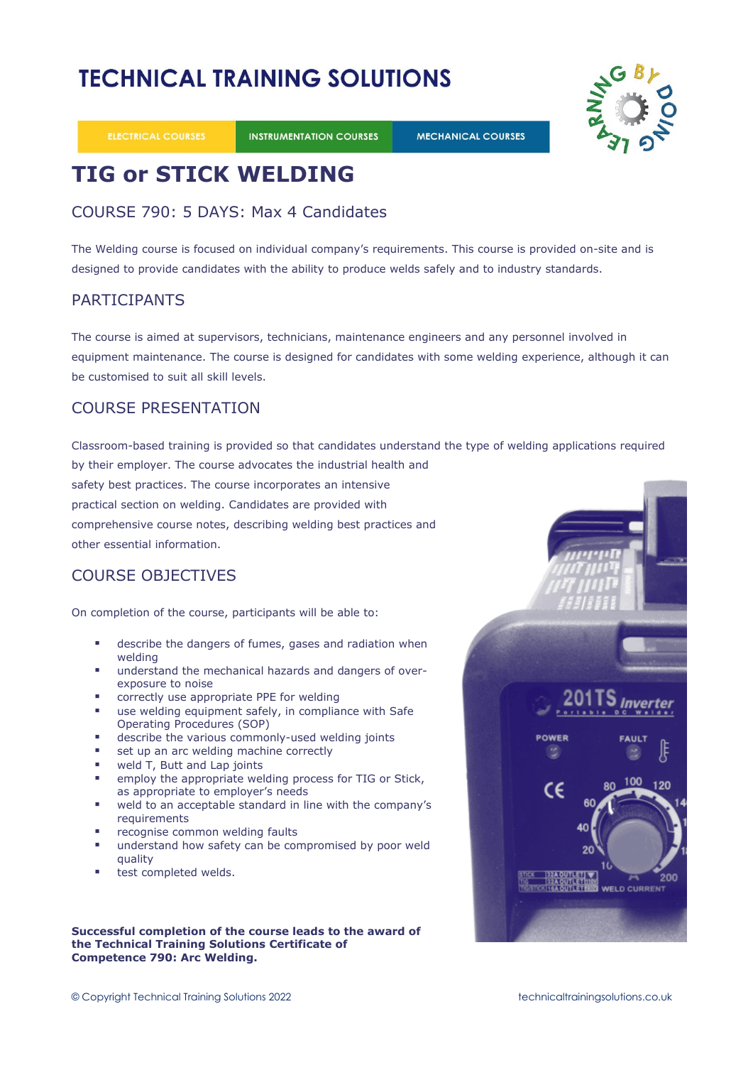# TECHNICAL TRAINING SOLUTIONS

ELECTRICAL COURSES | INSTRUMENTATION COURSES | MECHANICAL COURSES

## TIG or STICK WELDING

### COURSE 790: 5 DAYS: Max 4 Candidates

The Welding course is focused on individual company's requirements. This course is provided on-site and is designed to provide candidates with the ability to produce welds safely and to industry standards.

### PARTICIPANTS

The course is aimed at supervisors, technicians, maintenance engineers and any personnel involved in equipment maintenance. The course is designed for candidates with some welding experience, although it can be customised to suit all skill levels.

### COURSE PRESENTATION

Classroom-based training is provided so that candidates understand the type of welding applications required by their employer. The course advocates the industrial health and safety best practices. The course incorporates an intensive practical section on welding. Candidates are provided with comprehensive course notes, describing welding best practices and other essential information.

### COURSE OBJECTIVES

On completion of the course, participants will be able to:

- describe the dangers of fumes, gases and radiation when welding
- understand the mechanical hazards and dangers of over-exposure to noise
- correctly use appropriate PPE for welding
- use welding equipment safely, in compliance with Safe Operating Procedures (SOP)
- describe the various commonly-used welding joints
- set up an arc welding machine correctly
- weld T, Butt and Lap joints
- employ the appropriate welding process for TIG or Stick, as appropriate to employer's needs
- weld to an acceptable standard in line with the company's requirements
- recognise common welding faults
- understand how safety can be compromised by poor weld quality
- test completed welds.

**Successful completion of the course leads to the award of the Technical Training Solutions Certificate of Competence 790: Arc Welding.**

© Copyright Technical Training Solutions 2022 technicaltrainingsolutions.co.uk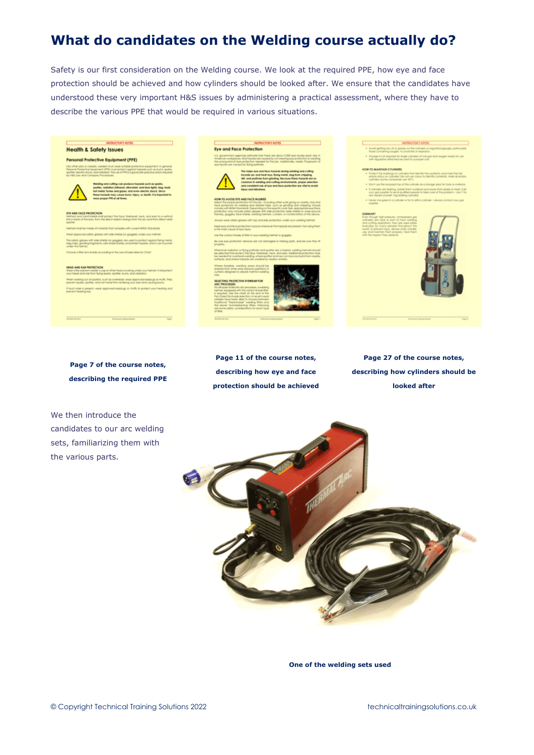# What do candidates on the Welding course actually do?

Safety is our first consideration on the Welding course. We look at the required PPE, how eye and face protection should be achieved and how cylinders should be looked after. We ensure that the candidates have understood these very important H&S issues by administering a practical assessment, where they have to describe the various PPE that would be required in various situations.

**Page 7 of the course notes, describing the required PPE**

**Page 11 of the course notes, describing how eye and face protection should be achieved**

**Page 27 of the course notes, describing how cylinders should be looked after**

We then introduce the candidates to our arc welding sets, familiarizing them with the various parts.

**One of the welding sets used**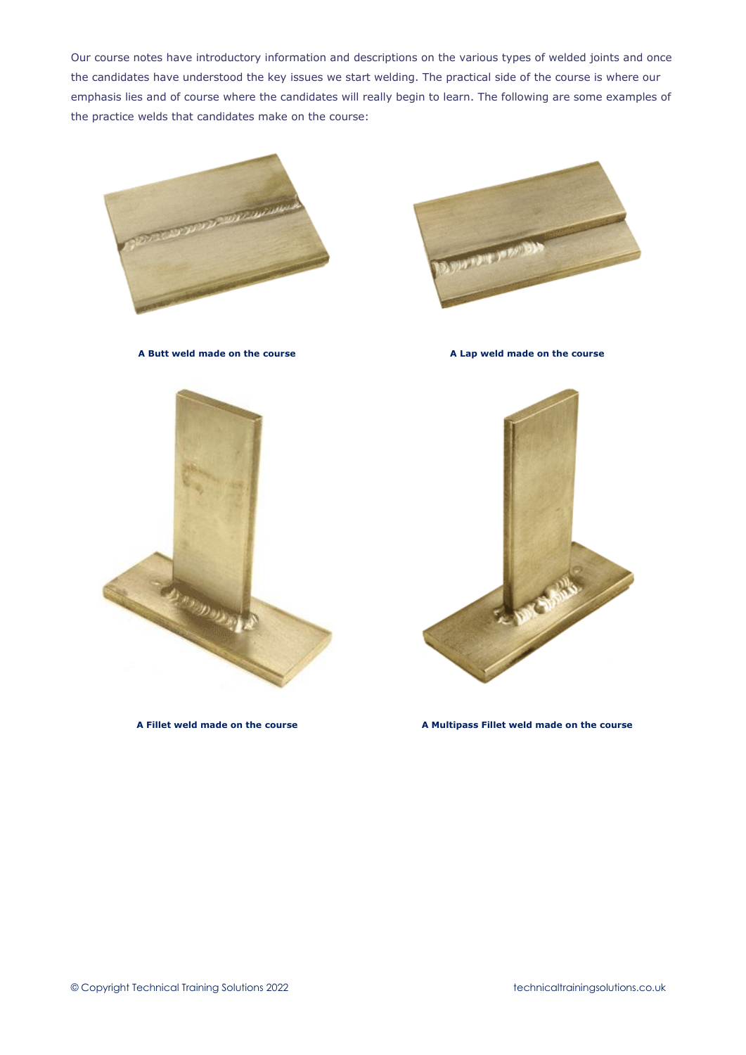Our course notes have introductory information and descriptions on the various types of welded joints and once the candidates have understood the key issues we start welding. The practical side of the course is where our emphasis lies and of course where the candidates will really begin to learn. The following are some examples of the practice welds that candidates make on the course:

**A Butt weld made on the course**

**A Lap weld made on the course**

**A Fillet weld made on the course**

**A Multipass Fillet weld made on the course**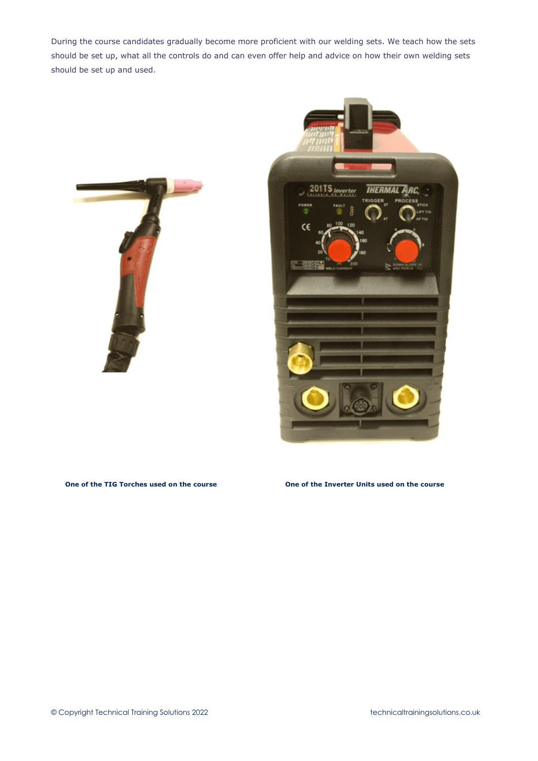During the course candidates gradually become more proficient with our welding sets. We teach how the sets should be set up, what all the controls do and can even offer help and advice on how their own welding sets should be set up and used.

**One of the TIG Torches used on the course**

**One of the Inverter Units used on the course**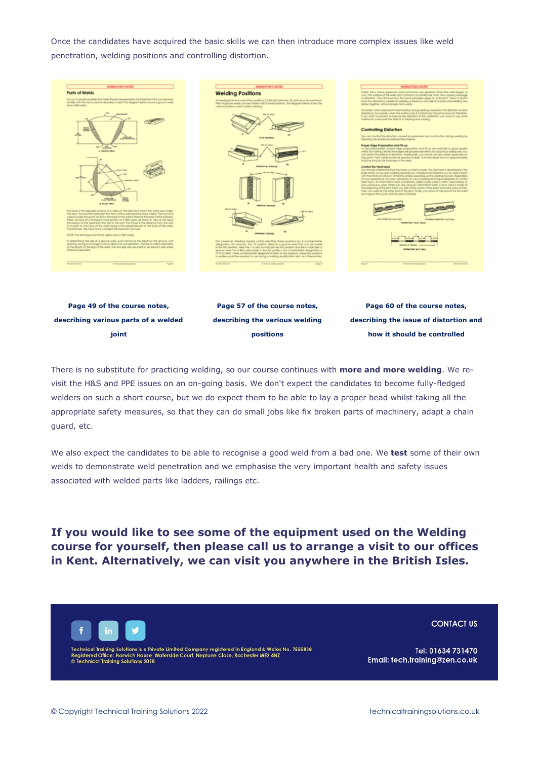Once the candidates have acquired the basic skills we can then introduce more complex issues like weld penetration, welding positions and controlling distortion.

**Page 49 of the course notes, describing various parts of a welded joint**

**Page 57 of the course notes, describing the various welding positions**

**Page 60 of the course notes, describing the issue of distortion and how it should be controlled**

There is no substitute for practicing welding, so our course continues with **more and more welding**. We re-visit the H&S and PPE issues on an on-going basis. We don't expect the candidates to become fully-fledged welders on such a short course, but we do expect them to be able to lay a proper bead whilst taking all the appropriate safety measures, so that they can do small jobs like fix broken parts of machinery, adapt a chain guard, etc.

We also expect the candidates to be able to recognise a good weld from a bad one. We **test** some of their own welds to demonstrate weld penetration and we emphasise the very important health and safety issues associated with welded parts like ladders, railings etc.

## If you would like to see some of the equipment used on the Welding course for yourself, then please call us to arrange a visit to our offices in Kent. Alternatively, we can visit you anywhere in the British Isles.

Technical Training Solutions is a Private Limited Company registered in England & Wales No. 7555838
Registered Office: Norwich House, Waterside Court, Neptune Close, Rochester ME2 4NZ
© Technical Training Solutions 2018

CONTACT US

Tel: 01634 731470
Email: tech.training@zen.co.uk

© Copyright Technical Training Solutions 2022

technicaltrainingsolutions.co.uk